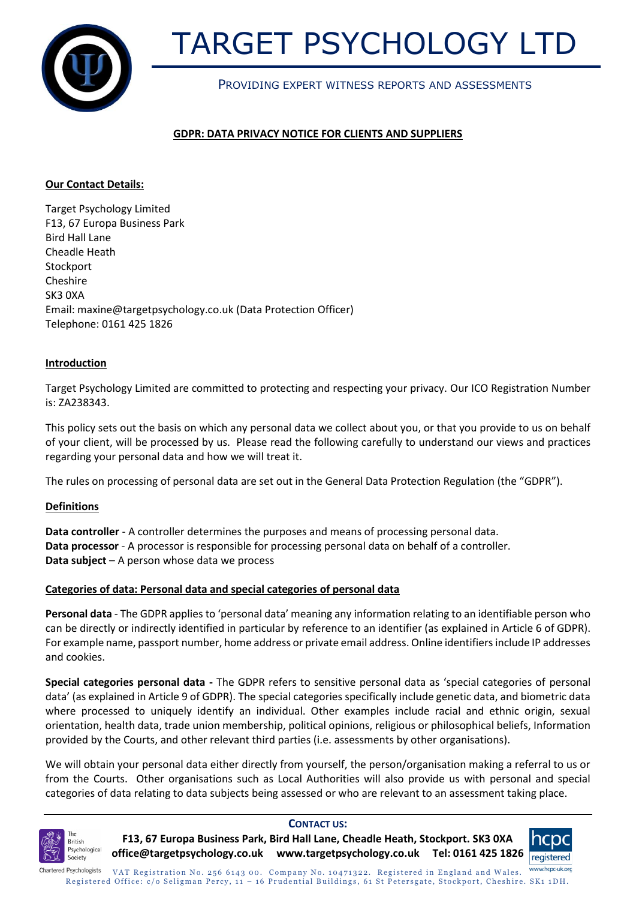# TARGET PSYCHOLOGY LTD

PROVIDING EXPERT WITNESS REPORTS AND ASSESSMENTS

## GDPR: DATA PRIVACY NOTICE FOR CLIENTS AND SUPPLIERS

### Our Contact Details:

Target Psychology Limited
F13, 67 Europa Business Park
Bird Hall Lane
Cheadle Heath
Stockport
Cheshire
SK3 0XA
Email: maxine@targetpsychology.co.uk (Data Protection Officer)
Telephone: 0161 425 1826

### Introduction

Target Psychology Limited are committed to protecting and respecting your privacy. Our ICO Registration Number is: ZA238343.

This policy sets out the basis on which any personal data we collect about you, or that you provide to us on behalf of your client, will be processed by us. Please read the following carefully to understand our views and practices regarding your personal data and how we will treat it.

The rules on processing of personal data are set out in the General Data Protection Regulation (the "GDPR").

### Definitions

**Data controller** - A controller determines the purposes and means of processing personal data.
**Data processor** - A processor is responsible for processing personal data on behalf of a controller.
**Data subject** – A person whose data we process

### Categories of data: Personal data and special categories of personal data

**Personal data** - The GDPR applies to 'personal data' meaning any information relating to an identifiable person who can be directly or indirectly identified in particular by reference to an identifier (as explained in Article 6 of GDPR). For example name, passport number, home address or private email address. Online identifiers include IP addresses and cookies.

**Special categories personal data -** The GDPR refers to sensitive personal data as 'special categories of personal data' (as explained in Article 9 of GDPR). The special categories specifically include genetic data, and biometric data where processed to uniquely identify an individual. Other examples include racial and ethnic origin, sexual orientation, health data, trade union membership, political opinions, religious or philosophical beliefs, Information provided by the Courts, and other relevant third parties (i.e. assessments by other organisations).

We will obtain your personal data either directly from yourself, the person/organisation making a referral to us or from the Courts. Other organisations such as Local Authorities will also provide us with personal and special categories of data relating to data subjects being assessed or who are relevant to an assessment taking place.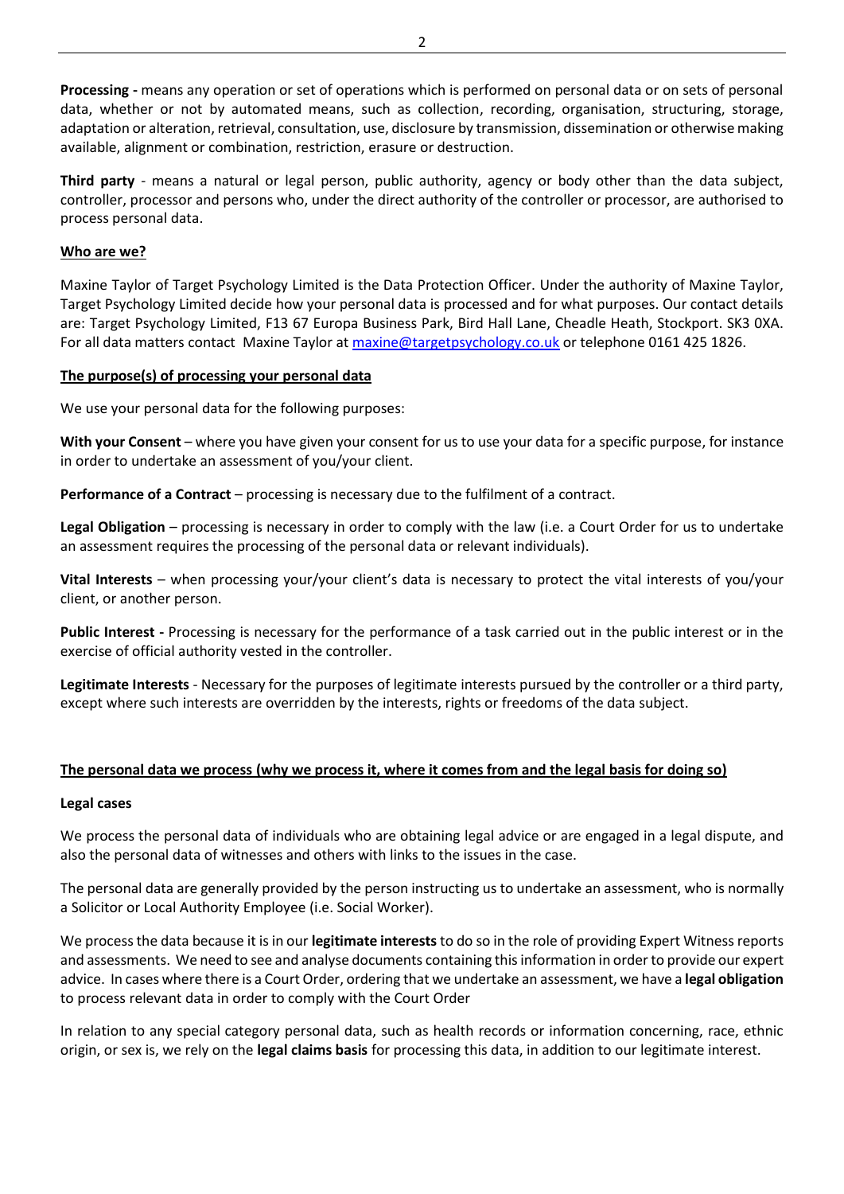**Processing -** means any operation or set of operations which is performed on personal data or on sets of personal data, whether or not by automated means, such as collection, recording, organisation, structuring, storage, adaptation or alteration, retrieval, consultation, use, disclosure by transmission, dissemination or otherwise making available, alignment or combination, restriction, erasure or destruction.

**Third party** - means a natural or legal person, public authority, agency or body other than the data subject, controller, processor and persons who, under the direct authority of the controller or processor, are authorised to process personal data.

## Who are we?

Maxine Taylor of Target Psychology Limited is the Data Protection Officer. Under the authority of Maxine Taylor, Target Psychology Limited decide how your personal data is processed and for what purposes. Our contact details are: Target Psychology Limited, F13 67 Europa Business Park, Bird Hall Lane, Cheadle Heath, Stockport. SK3 0XA. For all data matters contact Maxine Taylor at maxine@targetpsychology.co.uk or telephone 0161 425 1826.

## The purpose(s) of processing your personal data

We use your personal data for the following purposes:

**With your Consent** – where you have given your consent for us to use your data for a specific purpose, for instance in order to undertake an assessment of you/your client.

**Performance of a Contract** – processing is necessary due to the fulfilment of a contract.

**Legal Obligation** – processing is necessary in order to comply with the law (i.e. a Court Order for us to undertake an assessment requires the processing of the personal data or relevant individuals).

**Vital Interests** – when processing your/your client's data is necessary to protect the vital interests of you/your client, or another person.

**Public Interest -** Processing is necessary for the performance of a task carried out in the public interest or in the exercise of official authority vested in the controller.

**Legitimate Interests** - Necessary for the purposes of legitimate interests pursued by the controller or a third party, except where such interests are overridden by the interests, rights or freedoms of the data subject.

## The personal data we process (why we process it, where it comes from and the legal basis for doing so)

### Legal cases

We process the personal data of individuals who are obtaining legal advice or are engaged in a legal dispute, and also the personal data of witnesses and others with links to the issues in the case.

The personal data are generally provided by the person instructing us to undertake an assessment, who is normally a Solicitor or Local Authority Employee (i.e. Social Worker).

We process the data because it is in our **legitimate interests** to do so in the role of providing Expert Witness reports and assessments. We need to see and analyse documents containing this information in order to provide our expert advice. In cases where there is a Court Order, ordering that we undertake an assessment, we have a **legal obligation** to process relevant data in order to comply with the Court Order

In relation to any special category personal data, such as health records or information concerning, race, ethnic origin, or sex is, we rely on the **legal claims basis** for processing this data, in addition to our legitimate interest.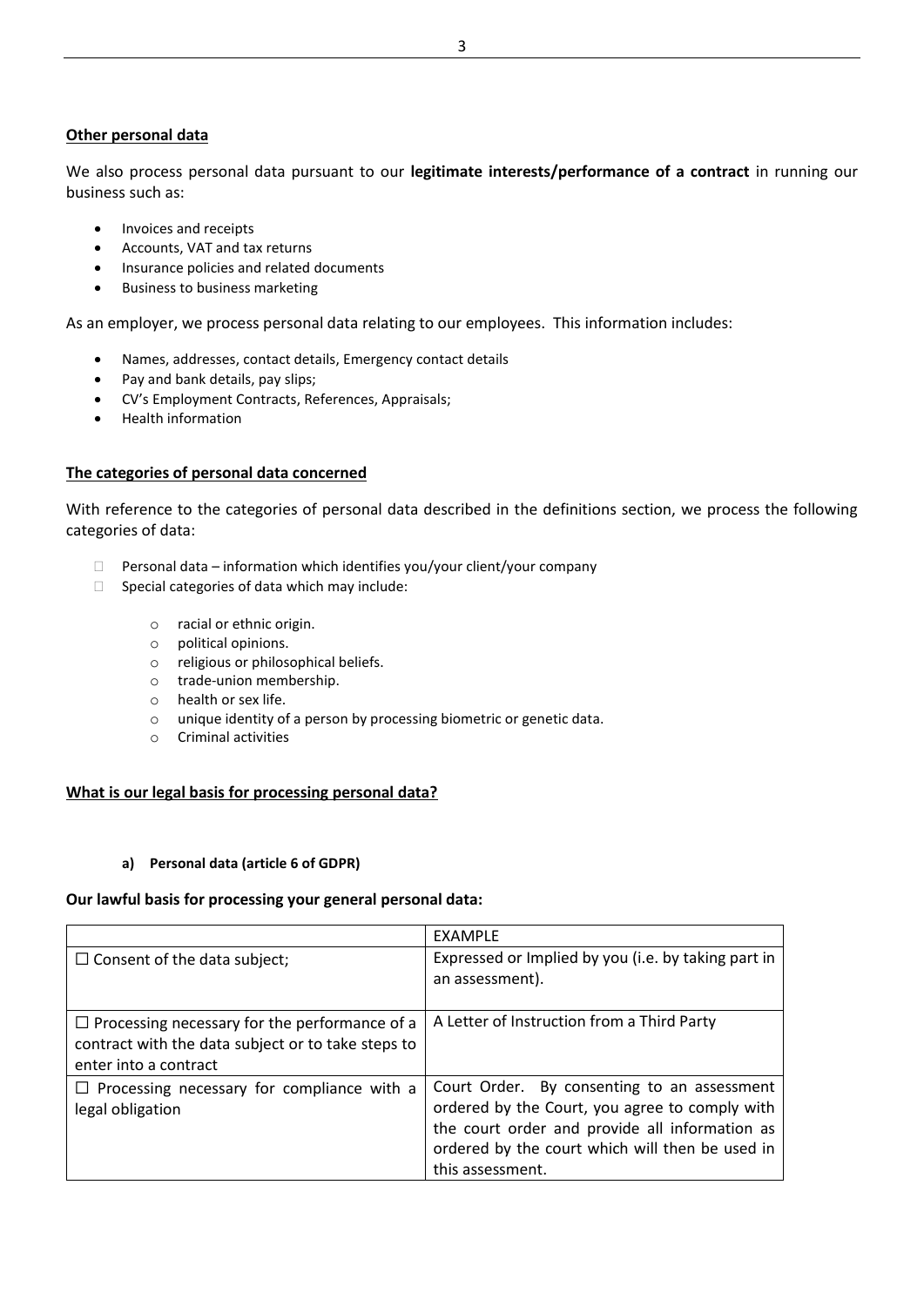**Other personal data**

We also process personal data pursuant to our **legitimate interests/performance of a contract** in running our business such as:

- Invoices and receipts
- Accounts, VAT and tax returns
- Insurance policies and related documents
- Business to business marketing

As an employer, we process personal data relating to our employees. This information includes:

- Names, addresses, contact details, Emergency contact details
- Pay and bank details, pay slips;
- CV's Employment Contracts, References, Appraisals;
- Health information

**The categories of personal data concerned**

With reference to the categories of personal data described in the definitions section, we process the following categories of data:

- Personal data – information which identifies you/your client/your company
- Special categories of data which may include:
  - racial or ethnic origin.
  - political opinions.
  - religious or philosophical beliefs.
  - trade-union membership.
  - health or sex life.
  - unique identity of a person by processing biometric or genetic data.
  - Criminal activities

**What is our legal basis for processing personal data?**

**a) Personal data (article 6 of GDPR)**

**Our lawful basis for processing your general personal data:**

| | EXAMPLE |
|---|---|
| ☐ Consent of the data subject; | Expressed or Implied by you (i.e. by taking part in an assessment). |
| ☐ Processing necessary for the performance of a contract with the data subject or to take steps to enter into a contract | A Letter of Instruction from a Third Party |
| ☐ Processing necessary for compliance with a legal obligation | Court Order. By consenting to an assessment ordered by the Court, you agree to comply with the court order and provide all information as ordered by the court which will then be used in this assessment. |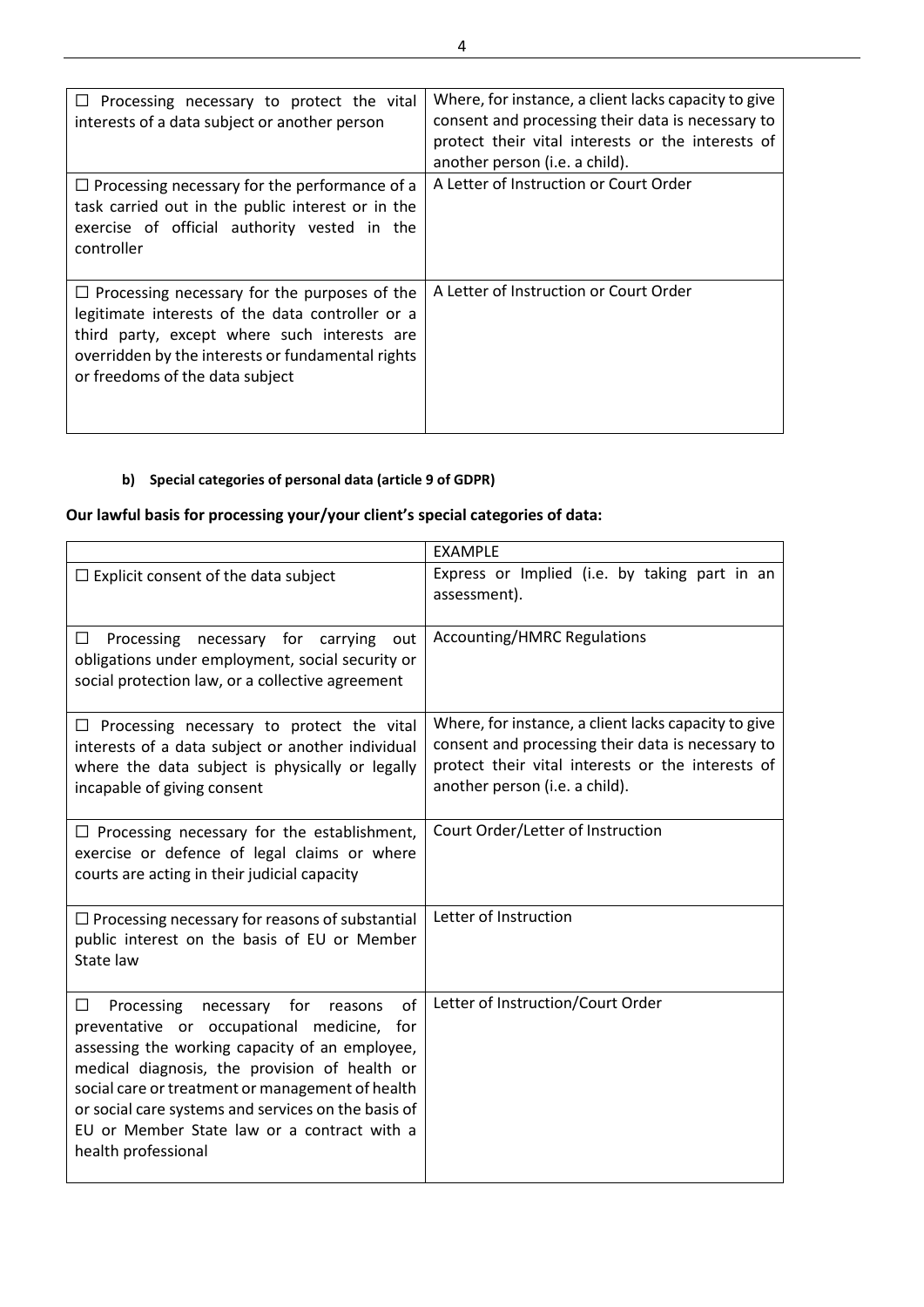| | |
|---|---|
| ☐ Processing necessary to protect the vital interests of a data subject or another person | Where, for instance, a client lacks capacity to give consent and processing their data is necessary to protect their vital interests or the interests of another person (i.e. a child). |
| ☐ Processing necessary for the performance of a task carried out in the public interest or in the exercise of official authority vested in the controller | A Letter of Instruction or Court Order |
| ☐ Processing necessary for the purposes of the legitimate interests of the data controller or a third party, except where such interests are overridden by the interests or fundamental rights or freedoms of the data subject | A Letter of Instruction or Court Order |

#### b) Special categories of personal data (article 9 of GDPR)

**Our lawful basis for processing your/your client's special categories of data:**

| | EXAMPLE |
|---|---|
| ☐ Explicit consent of the data subject | Express or Implied (i.e. by taking part in an assessment). |
| ☐ Processing necessary for carrying out obligations under employment, social security or social protection law, or a collective agreement | Accounting/HMRC Regulations |
| ☐ Processing necessary to protect the vital interests of a data subject or another individual where the data subject is physically or legally incapable of giving consent | Where, for instance, a client lacks capacity to give consent and processing their data is necessary to protect their vital interests or the interests of another person (i.e. a child). |
| ☐ Processing necessary for the establishment, exercise or defence of legal claims or where courts are acting in their judicial capacity | Court Order/Letter of Instruction |
| ☐ Processing necessary for reasons of substantial public interest on the basis of EU or Member State law | Letter of Instruction |
| ☐ Processing necessary for reasons of preventative or occupational medicine, for assessing the working capacity of an employee, medical diagnosis, the provision of health or social care or treatment or management of health or social care systems and services on the basis of EU or Member State law or a contract with a health professional | Letter of Instruction/Court Order |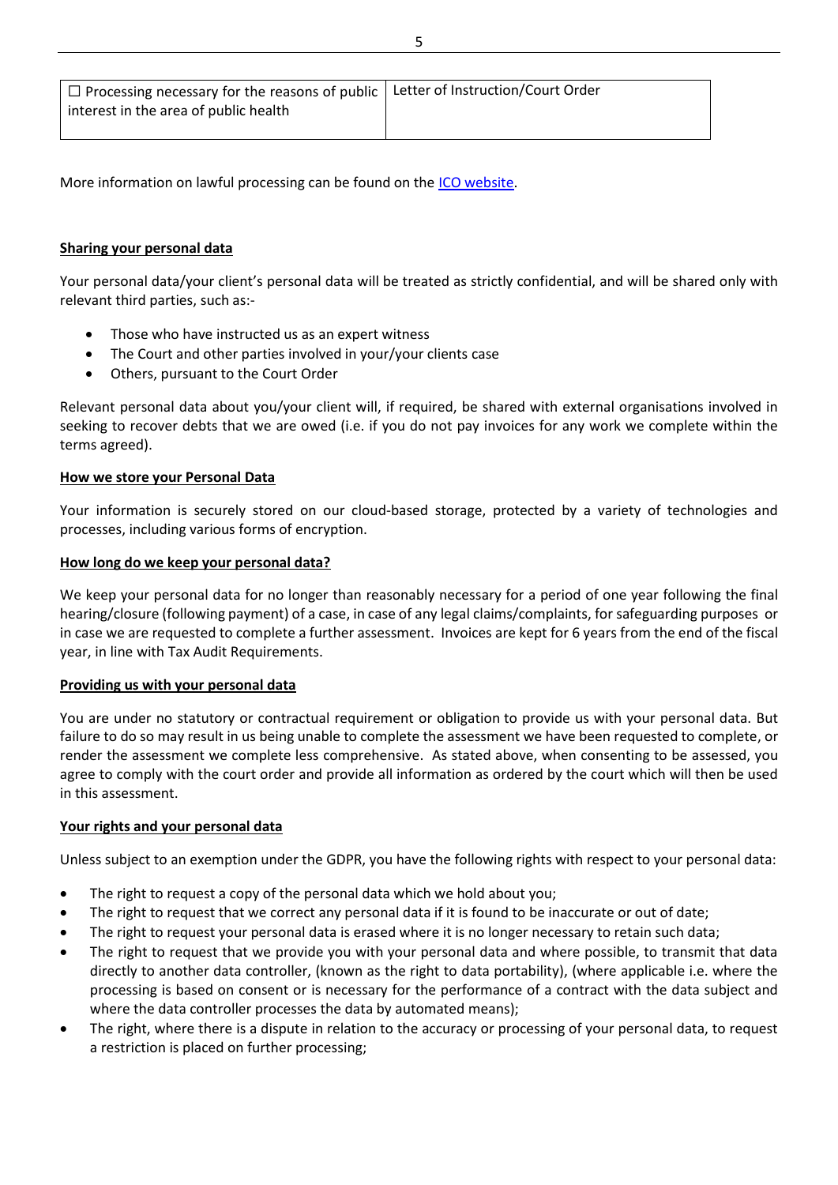| ☐ Processing necessary for the reasons of public interest in the area of public health | Letter of Instruction/Court Order |
|---|---|

More information on lawful processing can be found on the [ICO website](https://ico.org.uk).

**Sharing your personal data**

Your personal data/your client's personal data will be treated as strictly confidential, and will be shared only with relevant third parties, such as:-

- Those who have instructed us as an expert witness
- The Court and other parties involved in your/your clients case
- Others, pursuant to the Court Order

Relevant personal data about you/your client will, if required, be shared with external organisations involved in seeking to recover debts that we are owed (i.e. if you do not pay invoices for any work we complete within the terms agreed).

**How we store your Personal Data**

Your information is securely stored on our cloud-based storage, protected by a variety of technologies and processes, including various forms of encryption.

**How long do we keep your personal data?**

We keep your personal data for no longer than reasonably necessary for a period of one year following the final hearing/closure (following payment) of a case, in case of any legal claims/complaints, for safeguarding purposes or in case we are requested to complete a further assessment. Invoices are kept for 6 years from the end of the fiscal year, in line with Tax Audit Requirements.

**Providing us with your personal data**

You are under no statutory or contractual requirement or obligation to provide us with your personal data. But failure to do so may result in us being unable to complete the assessment we have been requested to complete, or render the assessment we complete less comprehensive. As stated above, when consenting to be assessed, you agree to comply with the court order and provide all information as ordered by the court which will then be used in this assessment.

**Your rights and your personal data**

Unless subject to an exemption under the GDPR, you have the following rights with respect to your personal data:

- The right to request a copy of the personal data which we hold about you;
- The right to request that we correct any personal data if it is found to be inaccurate or out of date;
- The right to request your personal data is erased where it is no longer necessary to retain such data;
- The right to request that we provide you with your personal data and where possible, to transmit that data directly to another data controller, (known as the right to data portability), (where applicable i.e. where the processing is based on consent or is necessary for the performance of a contract with the data subject and where the data controller processes the data by automated means);
- The right, where there is a dispute in relation to the accuracy or processing of your personal data, to request a restriction is placed on further processing;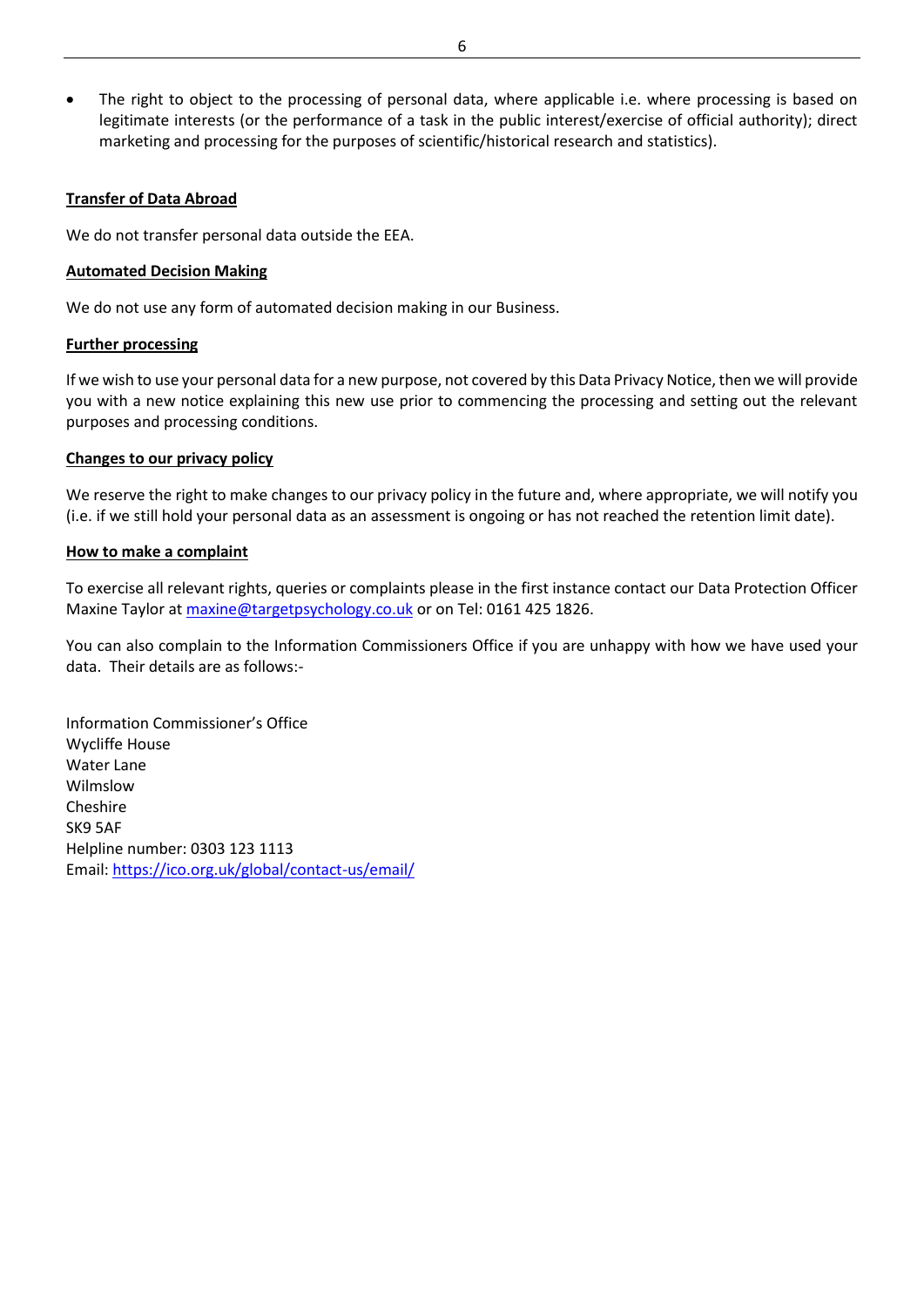- The right to object to the processing of personal data, where applicable i.e. where processing is based on legitimate interests (or the performance of a task in the public interest/exercise of official authority); direct marketing and processing for the purposes of scientific/historical research and statistics).

**Transfer of Data Abroad**

We do not transfer personal data outside the EEA.

**Automated Decision Making**

We do not use any form of automated decision making in our Business.

**Further processing**

If we wish to use your personal data for a new purpose, not covered by this Data Privacy Notice, then we will provide you with a new notice explaining this new use prior to commencing the processing and setting out the relevant purposes and processing conditions.

**Changes to our privacy policy**

We reserve the right to make changes to our privacy policy in the future and, where appropriate, we will notify you (i.e. if we still hold your personal data as an assessment is ongoing or has not reached the retention limit date).

**How to make a complaint**

To exercise all relevant rights, queries or complaints please in the first instance contact our Data Protection Officer Maxine Taylor at maxine@targetpsychology.co.uk or on Tel: 0161 425 1826.

You can also complain to the Information Commissioners Office if you are unhappy with how we have used your data. Their details are as follows:-

Information Commissioner's Office
Wycliffe House
Water Lane
Wilmslow
Cheshire
SK9 5AF
Helpline number: 0303 123 1113
Email: https://ico.org.uk/global/contact-us/email/